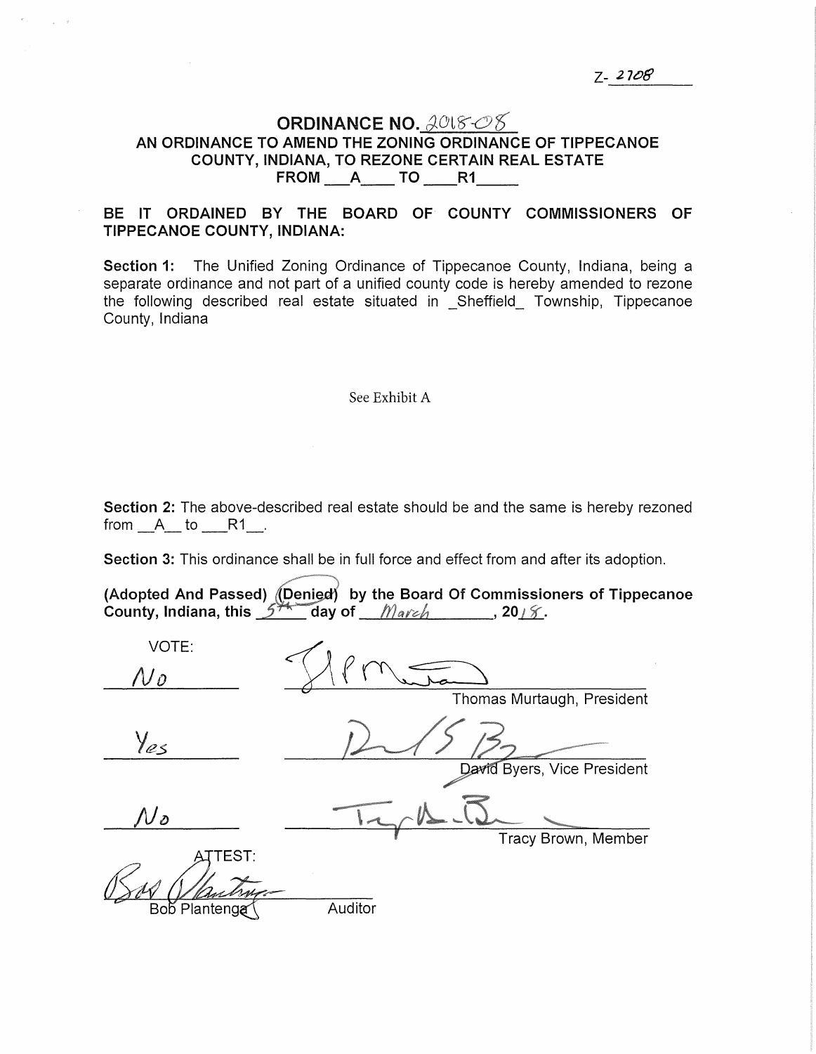Z- 2708

# ORDINANCE NO. 2018-08

## AN ORDINANCE TO AMEND THE ZONING ORDINANCE OF TIPPECANOE COUNTY, INDIANA, TO REZONE CERTAIN REAL ESTATE FROM \_\_\_A\_\_\_\_ TO \_\_\_\_R1\_\_\_\_\_

**BE IT ORDAINED BY THE BOARD OF COUNTY COMMISSIONERS OF TIPPECANOE COUNTY, INDIANA:**

**Section 1:** The Unified Zoning Ordinance of Tippecanoe County, Indiana, being a separate ordinance and not part of a unified county code is hereby amended to rezone the following described real estate situated in \_Sheffield\_ Township, Tippecanoe County, Indiana

See Exhibit A

**Section 2:** The above-described real estate should be and the same is hereby rezoned from \_\_A\_\_ to \_\_\_R1\_\_.

**Section 3:** This ordinance shall be in full force and effect from and after its adoption.

**(Adopted And Passed) (Denied) by the Board Of Commissioners of Tippecanoe County, Indiana, this 5th day of March, 2018.**

| VOTE: | |
|---|---|
| No | Thomas Murtaugh, President |
| Yes | David Byers, Vice President |
| No | Tracy Brown, Member |

ATTEST:

Bob Plantenga Auditor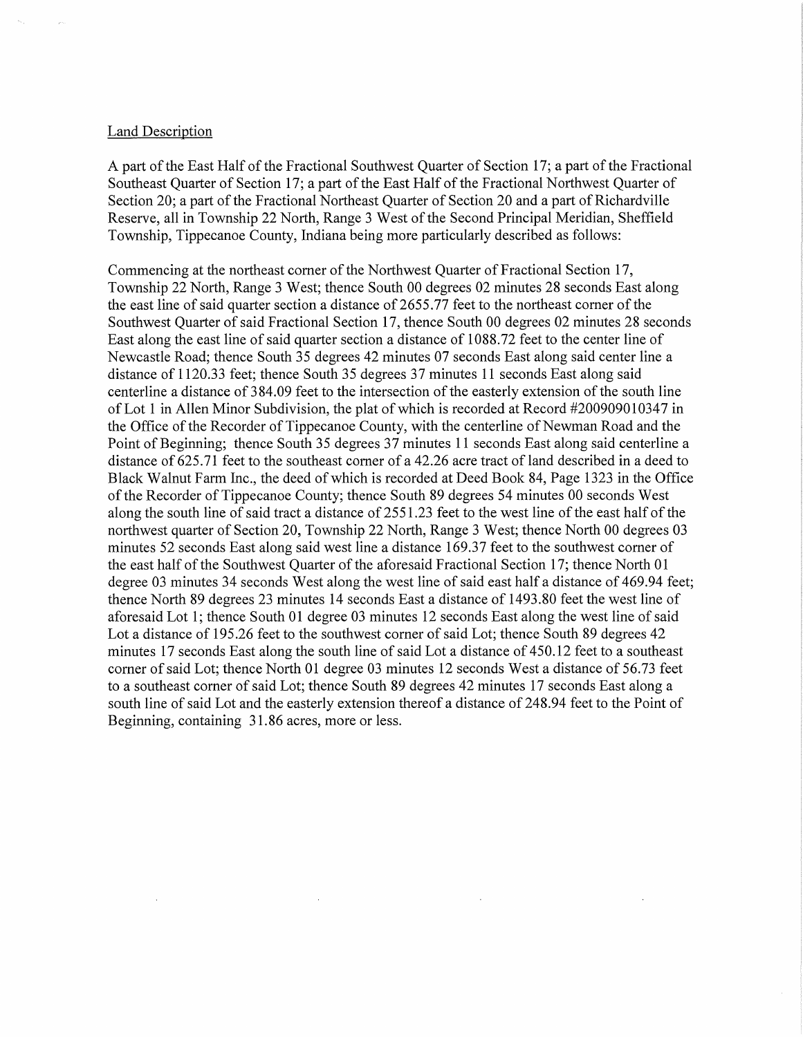Land Description

A part of the East Half of the Fractional Southwest Quarter of Section 17; a part of the Fractional Southeast Quarter of Section 17; a part of the East Half of the Fractional Northwest Quarter of Section 20; a part of the Fractional Northeast Quarter of Section 20 and a part of Richardville Reserve, all in Township 22 North, Range 3 West of the Second Principal Meridian, Sheffield Township, Tippecanoe County, Indiana being more particularly described as follows:

Commencing at the northeast corner of the Northwest Quarter of Fractional Section 17, Township 22 North, Range 3 West; thence South 00 degrees 02 minutes 28 seconds East along the east line of said quarter section a distance of 2655.77 feet to the northeast corner of the Southwest Quarter of said Fractional Section 17, thence South 00 degrees 02 minutes 28 seconds East along the east line of said quarter section a distance of 1088.72 feet to the center line of Newcastle Road; thence South 35 degrees 42 minutes 07 seconds East along said center line a distance of 1120.33 feet; thence South 35 degrees 37 minutes 11 seconds East along said centerline a distance of 384.09 feet to the intersection of the easterly extension of the south line of Lot 1 in Allen Minor Subdivision, the plat of which is recorded at Record #200909010347 in the Office of the Recorder of Tippecanoe County, with the centerline of Newman Road and the Point of Beginning; thence South 35 degrees 37 minutes 11 seconds East along said centerline a distance of 625.71 feet to the southeast corner of a 42.26 acre tract of land described in a deed to Black Walnut Farm Inc., the deed of which is recorded at Deed Book 84, Page 1323 in the Office of the Recorder of Tippecanoe County; thence South 89 degrees 54 minutes 00 seconds West along the south line of said tract a distance of 2551.23 feet to the west line of the east half of the northwest quarter of Section 20, Township 22 North, Range 3 West; thence North 00 degrees 03 minutes 52 seconds East along said west line a distance 169.37 feet to the southwest corner of the east half of the Southwest Quarter of the aforesaid Fractional Section 17; thence North 01 degree 03 minutes 34 seconds West along the west line of said east half a distance of 469.94 feet; thence North 89 degrees 23 minutes 14 seconds East a distance of 1493.80 feet the west line of aforesaid Lot 1; thence South 01 degree 03 minutes 12 seconds East along the west line of said Lot a distance of 195.26 feet to the southwest corner of said Lot; thence South 89 degrees 42 minutes 17 seconds East along the south line of said Lot a distance of 450.12 feet to a southeast corner of said Lot; thence North 01 degree 03 minutes 12 seconds West a distance of 56.73 feet to a southeast corner of said Lot; thence South 89 degrees 42 minutes 17 seconds East along a south line of said Lot and the easterly extension thereof a distance of 248.94 feet to the Point of Beginning, containing 31.86 acres, more or less.